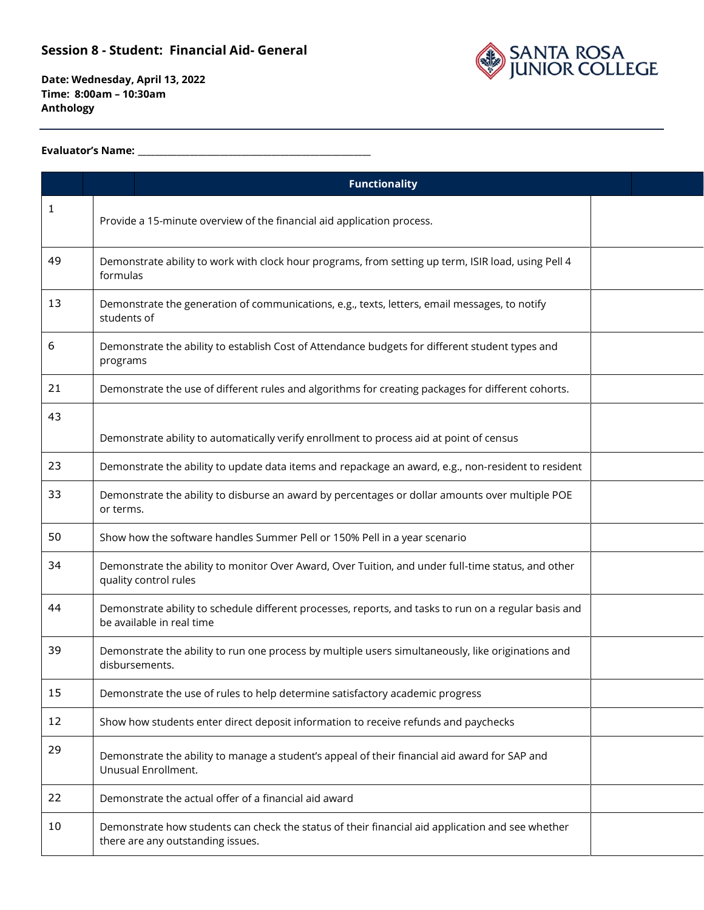## Session 8 - Student: Financial Aid- General

**Date: Wednesday, April 13, 2022**
**Time: 8:00am – 10:30am**
**Anthology**

---

**Evaluator's Name:** ______________________________________________

| | Functionality | |
|---|---|---|
| 1 | Provide a 15-minute overview of the financial aid application process. | |
| 49 | Demonstrate ability to work with clock hour programs, from setting up term, ISIR load, using Pell 4 formulas | |
| 13 | Demonstrate the generation of communications, e.g., texts, letters, email messages, to notify students of | |
| 6 | Demonstrate the ability to establish Cost of Attendance budgets for different student types and programs | |
| 21 | Demonstrate the use of different rules and algorithms for creating packages for different cohorts. | |
| 43 | Demonstrate ability to automatically verify enrollment to process aid at point of census | |
| 23 | Demonstrate the ability to update data items and repackage an award, e.g., non-resident to resident | |
| 33 | Demonstrate the ability to disburse an award by percentages or dollar amounts over multiple POE or terms. | |
| 50 | Show how the software handles Summer Pell or 150% Pell in a year scenario | |
| 34 | Demonstrate the ability to monitor Over Award, Over Tuition, and under full-time status, and other quality control rules | |
| 44 | Demonstrate ability to schedule different processes, reports, and tasks to run on a regular basis and be available in real time | |
| 39 | Demonstrate the ability to run one process by multiple users simultaneously, like originations and disbursements. | |
| 15 | Demonstrate the use of rules to help determine satisfactory academic progress | |
| 12 | Show how students enter direct deposit information to receive refunds and paychecks | |
| 29 | Demonstrate the ability to manage a student's appeal of their financial aid award for SAP and Unusual Enrollment. | |
| 22 | Demonstrate the actual offer of a financial aid award | |
| 10 | Demonstrate how students can check the status of their financial aid application and see whether there are any outstanding issues. | |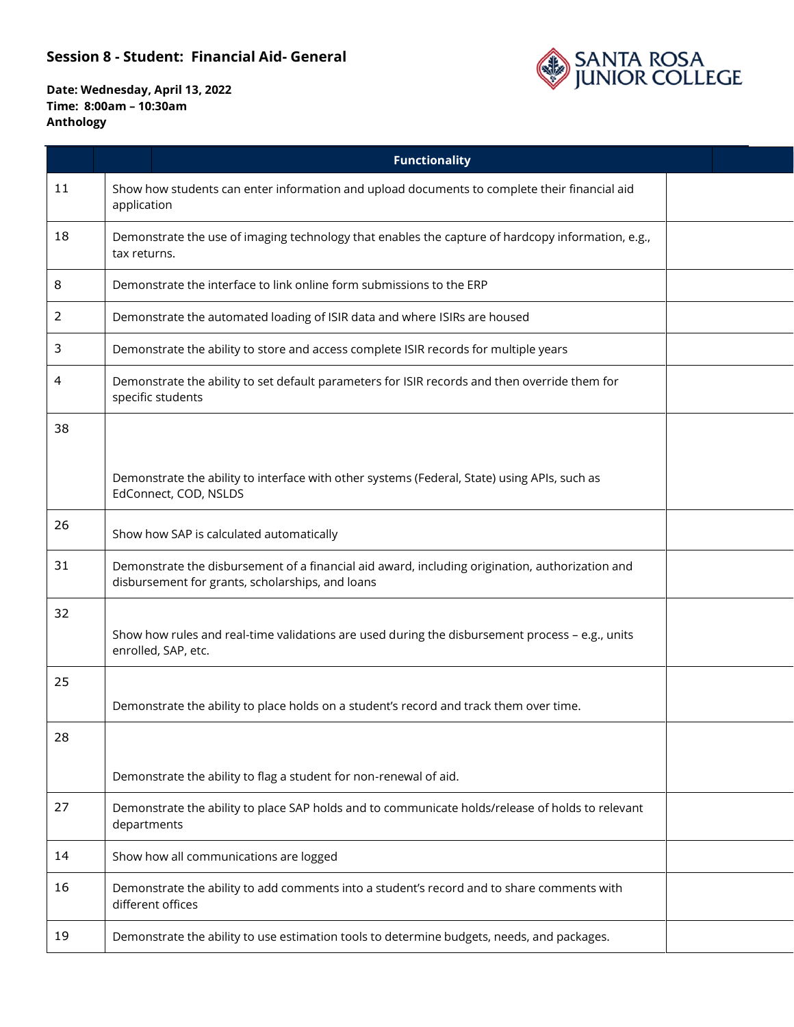## Session 8 - Student: Financial Aid- General

**Date: Wednesday, April 13, 2022**
**Time: 8:00am – 10:30am**
**Anthology**

| | Functionality | |
|---|---|---|
| 11 | Show how students can enter information and upload documents to complete their financial aid application | |
| 18 | Demonstrate the use of imaging technology that enables the capture of hardcopy information, e.g., tax returns. | |
| 8 | Demonstrate the interface to link online form submissions to the ERP | |
| 2 | Demonstrate the automated loading of ISIR data and where ISIRs are housed | |
| 3 | Demonstrate the ability to store and access complete ISIR records for multiple years | |
| 4 | Demonstrate the ability to set default parameters for ISIR records and then override them for specific students | |
| 38 | Demonstrate the ability to interface with other systems (Federal, State) using APIs, such as EdConnect, COD, NSLDS | |
| 26 | Show how SAP is calculated automatically | |
| 31 | Demonstrate the disbursement of a financial aid award, including origination, authorization and disbursement for grants, scholarships, and loans | |
| 32 | Show how rules and real-time validations are used during the disbursement process – e.g., units enrolled, SAP, etc. | |
| 25 | Demonstrate the ability to place holds on a student's record and track them over time. | |
| 28 | Demonstrate the ability to flag a student for non-renewal of aid. | |
| 27 | Demonstrate the ability to place SAP holds and to communicate holds/release of holds to relevant departments | |
| 14 | Show how all communications are logged | |
| 16 | Demonstrate the ability to add comments into a student's record and to share comments with different offices | |
| 19 | Demonstrate the ability to use estimation tools to determine budgets, needs, and packages. | |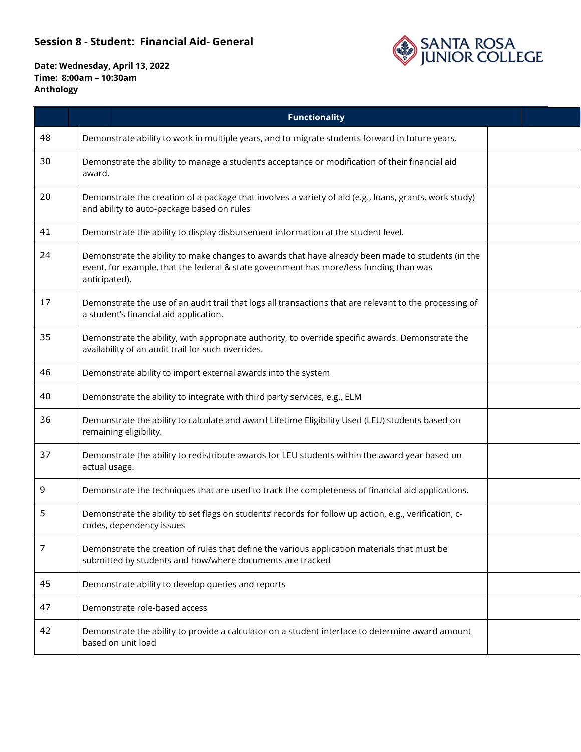## Session 8 - Student: Financial Aid- General

**Date: Wednesday, April 13, 2022**
**Time: 8:00am – 10:30am**
**Anthology**

| | Functionality | |
|---|---|---|
| 48 | Demonstrate ability to work in multiple years, and to migrate students forward in future years. | |
| 30 | Demonstrate the ability to manage a student's acceptance or modification of their financial aid award. | |
| 20 | Demonstrate the creation of a package that involves a variety of aid (e.g., loans, grants, work study) and ability to auto-package based on rules | |
| 41 | Demonstrate the ability to display disbursement information at the student level. | |
| 24 | Demonstrate the ability to make changes to awards that have already been made to students (in the event, for example, that the federal & state government has more/less funding than was anticipated). | |
| 17 | Demonstrate the use of an audit trail that logs all transactions that are relevant to the processing of a student's financial aid application. | |
| 35 | Demonstrate the ability, with appropriate authority, to override specific awards. Demonstrate the availability of an audit trail for such overrides. | |
| 46 | Demonstrate ability to import external awards into the system | |
| 40 | Demonstrate the ability to integrate with third party services, e.g., ELM | |
| 36 | Demonstrate the ability to calculate and award Lifetime Eligibility Used (LEU) students based on remaining eligibility. | |
| 37 | Demonstrate the ability to redistribute awards for LEU students within the award year based on actual usage. | |
| 9 | Demonstrate the techniques that are used to track the completeness of financial aid applications. | |
| 5 | Demonstrate the ability to set flags on students' records for follow up action, e.g., verification, c-codes, dependency issues | |
| 7 | Demonstrate the creation of rules that define the various application materials that must be submitted by students and how/where documents are tracked | |
| 45 | Demonstrate ability to develop queries and reports | |
| 47 | Demonstrate role-based access | |
| 42 | Demonstrate the ability to provide a calculator on a student interface to determine award amount based on unit load | |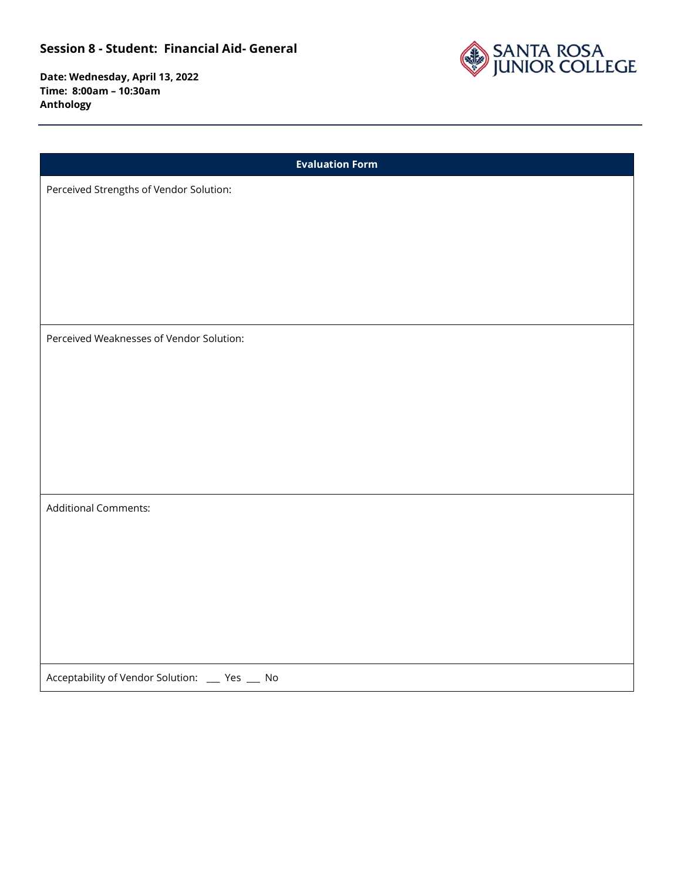**Session 8 - Student: Financial Aid- General**

SANTA ROSA JUNIOR COLLEGE

**Date: Wednesday, April 13, 2022**
**Time: 8:00am – 10:30am**
**Anthology**

---

| Evaluation Form |
|---|
| Perceived Strengths of Vendor Solution: |
| Perceived Weaknesses of Vendor Solution: |
| Additional Comments: |
| Acceptability of Vendor Solution: ___ Yes ___ No |